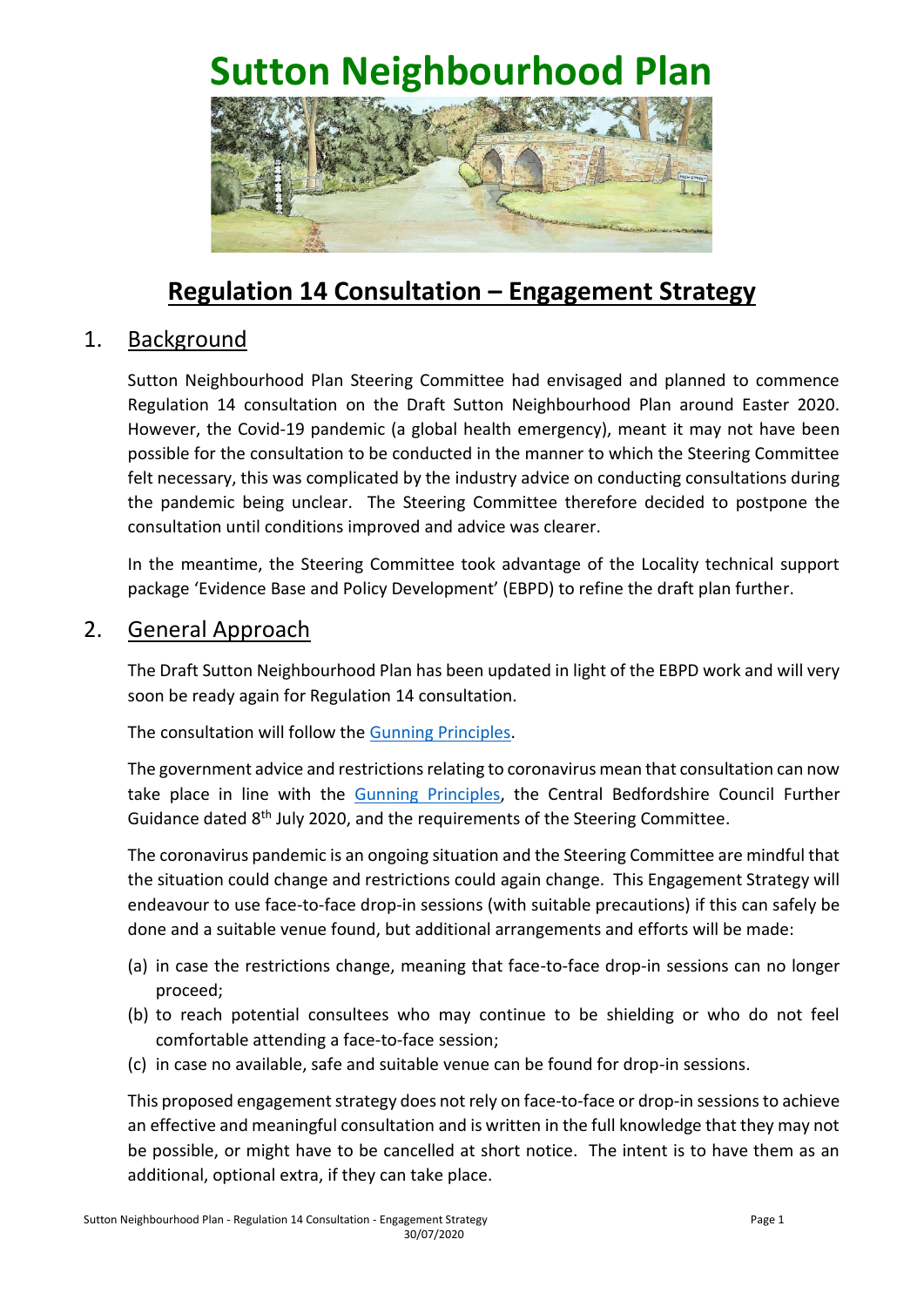# Sutton Neighbourhood Plan

## Regulation 14 Consultation – Engagement Strategy

## 1. Background

Sutton Neighbourhood Plan Steering Committee had envisaged and planned to commence Regulation 14 consultation on the Draft Sutton Neighbourhood Plan around Easter 2020. However, the Covid-19 pandemic (a global health emergency), meant it may not have been possible for the consultation to be conducted in the manner to which the Steering Committee felt necessary, this was complicated by the industry advice on conducting consultations during the pandemic being unclear. The Steering Committee therefore decided to postpone the consultation until conditions improved and advice was clearer.

In the meantime, the Steering Committee took advantage of the Locality technical support package 'Evidence Base and Policy Development' (EBPD) to refine the draft plan further.

## 2. General Approach

The Draft Sutton Neighbourhood Plan has been updated in light of the EBPD work and will very soon be ready again for Regulation 14 consultation.

The consultation will follow the Gunning Principles.

The government advice and restrictions relating to coronavirus mean that consultation can now take place in line with the Gunning Principles, the Central Bedfordshire Council Further Guidance dated 8th July 2020, and the requirements of the Steering Committee.

The coronavirus pandemic is an ongoing situation and the Steering Committee are mindful that the situation could change and restrictions could again change. This Engagement Strategy will endeavour to use face-to-face drop-in sessions (with suitable precautions) if this can safely be done and a suitable venue found, but additional arrangements and efforts will be made:

(a) in case the restrictions change, meaning that face-to-face drop-in sessions can no longer proceed;
(b) to reach potential consultees who may continue to be shielding or who do not feel comfortable attending a face-to-face session;
(c) in case no available, safe and suitable venue can be found for drop-in sessions.

This proposed engagement strategy does not rely on face-to-face or drop-in sessions to achieve an effective and meaningful consultation and is written in the full knowledge that they may not be possible, or might have to be cancelled at short notice. The intent is to have them as an additional, optional extra, if they can take place.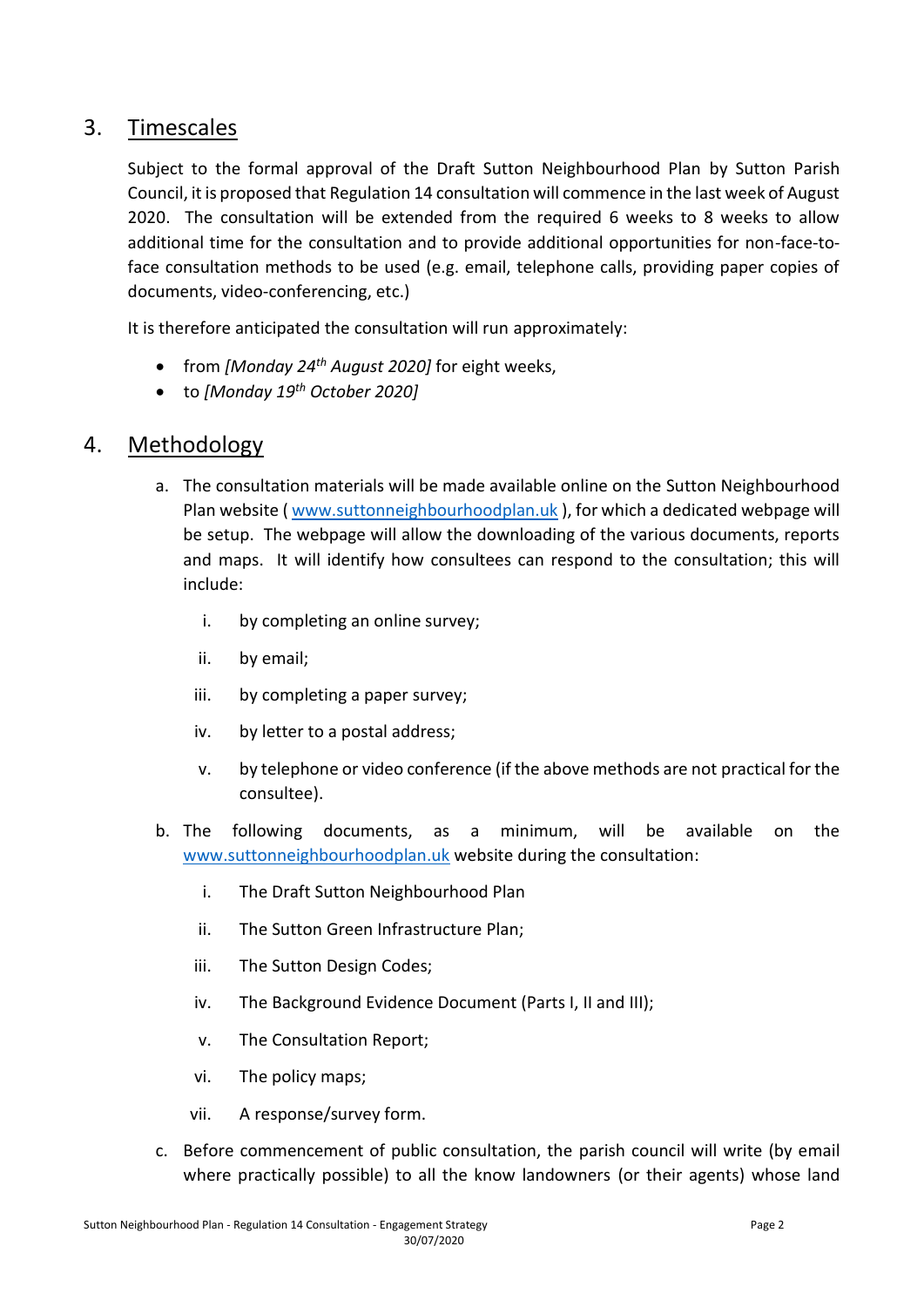## 3. Timescales

Subject to the formal approval of the Draft Sutton Neighbourhood Plan by Sutton Parish Council, it is proposed that Regulation 14 consultation will commence in the last week of August 2020. The consultation will be extended from the required 6 weeks to 8 weeks to allow additional time for the consultation and to provide additional opportunities for non-face-to-face consultation methods to be used (e.g. email, telephone calls, providing paper copies of documents, video-conferencing, etc.)

It is therefore anticipated the consultation will run approximately:

- from *[Monday 24th August 2020]* for eight weeks,
- to *[Monday 19th October 2020]*

## 4. Methodology

a. The consultation materials will be made available online on the Sutton Neighbourhood Plan website ( www.suttonneighbourhoodplan.uk ), for which a dedicated webpage will be setup. The webpage will allow the downloading of the various documents, reports and maps. It will identify how consultees can respond to the consultation; this will include:

   i. by completing an online survey;

   ii. by email;

   iii. by completing a paper survey;

   iv. by letter to a postal address;

   v. by telephone or video conference (if the above methods are not practical for the consultee).

b. The following documents, as a minimum, will be available on the www.suttonneighbourhoodplan.uk website during the consultation:

   i. The Draft Sutton Neighbourhood Plan

   ii. The Sutton Green Infrastructure Plan;

   iii. The Sutton Design Codes;

   iv. The Background Evidence Document (Parts I, II and III);

   v. The Consultation Report;

   vi. The policy maps;

   vii. A response/survey form.

c. Before commencement of public consultation, the parish council will write (by email where practically possible) to all the know landowners (or their agents) whose land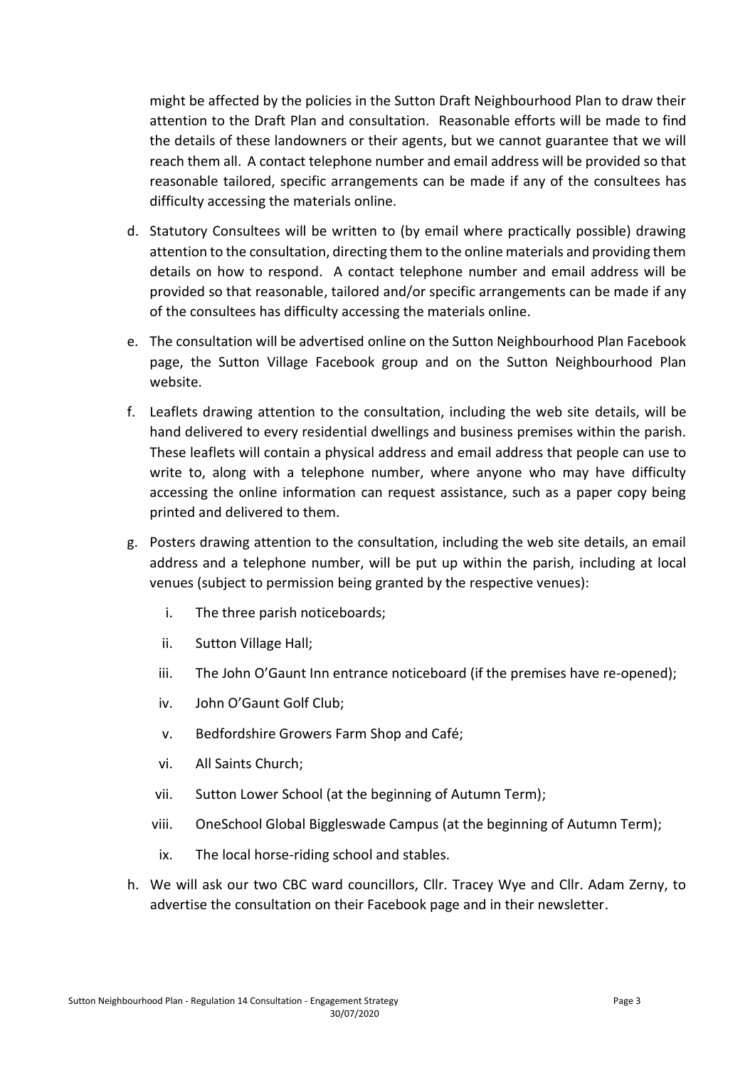might be affected by the policies in the Sutton Draft Neighbourhood Plan to draw their attention to the Draft Plan and consultation. Reasonable efforts will be made to find the details of these landowners or their agents, but we cannot guarantee that we will reach them all. A contact telephone number and email address will be provided so that reasonable tailored, specific arrangements can be made if any of the consultees has difficulty accessing the materials online.

d. Statutory Consultees will be written to (by email where practically possible) drawing attention to the consultation, directing them to the online materials and providing them details on how to respond. A contact telephone number and email address will be provided so that reasonable, tailored and/or specific arrangements can be made if any of the consultees has difficulty accessing the materials online.

e. The consultation will be advertised online on the Sutton Neighbourhood Plan Facebook page, the Sutton Village Facebook group and on the Sutton Neighbourhood Plan website.

f. Leaflets drawing attention to the consultation, including the web site details, will be hand delivered to every residential dwellings and business premises within the parish. These leaflets will contain a physical address and email address that people can use to write to, along with a telephone number, where anyone who may have difficulty accessing the online information can request assistance, such as a paper copy being printed and delivered to them.

g. Posters drawing attention to the consultation, including the web site details, an email address and a telephone number, will be put up within the parish, including at local venues (subject to permission being granted by the respective venues):

    i. The three parish noticeboards;

    ii. Sutton Village Hall;

    iii. The John O'Gaunt Inn entrance noticeboard (if the premises have re-opened);

    iv. John O'Gaunt Golf Club;

    v. Bedfordshire Growers Farm Shop and Café;

    vi. All Saints Church;

    vii. Sutton Lower School (at the beginning of Autumn Term);

    viii. OneSchool Global Biggleswade Campus (at the beginning of Autumn Term);

    ix. The local horse-riding school and stables.

h. We will ask our two CBC ward councillors, Cllr. Tracey Wye and Cllr. Adam Zerny, to advertise the consultation on their Facebook page and in their newsletter.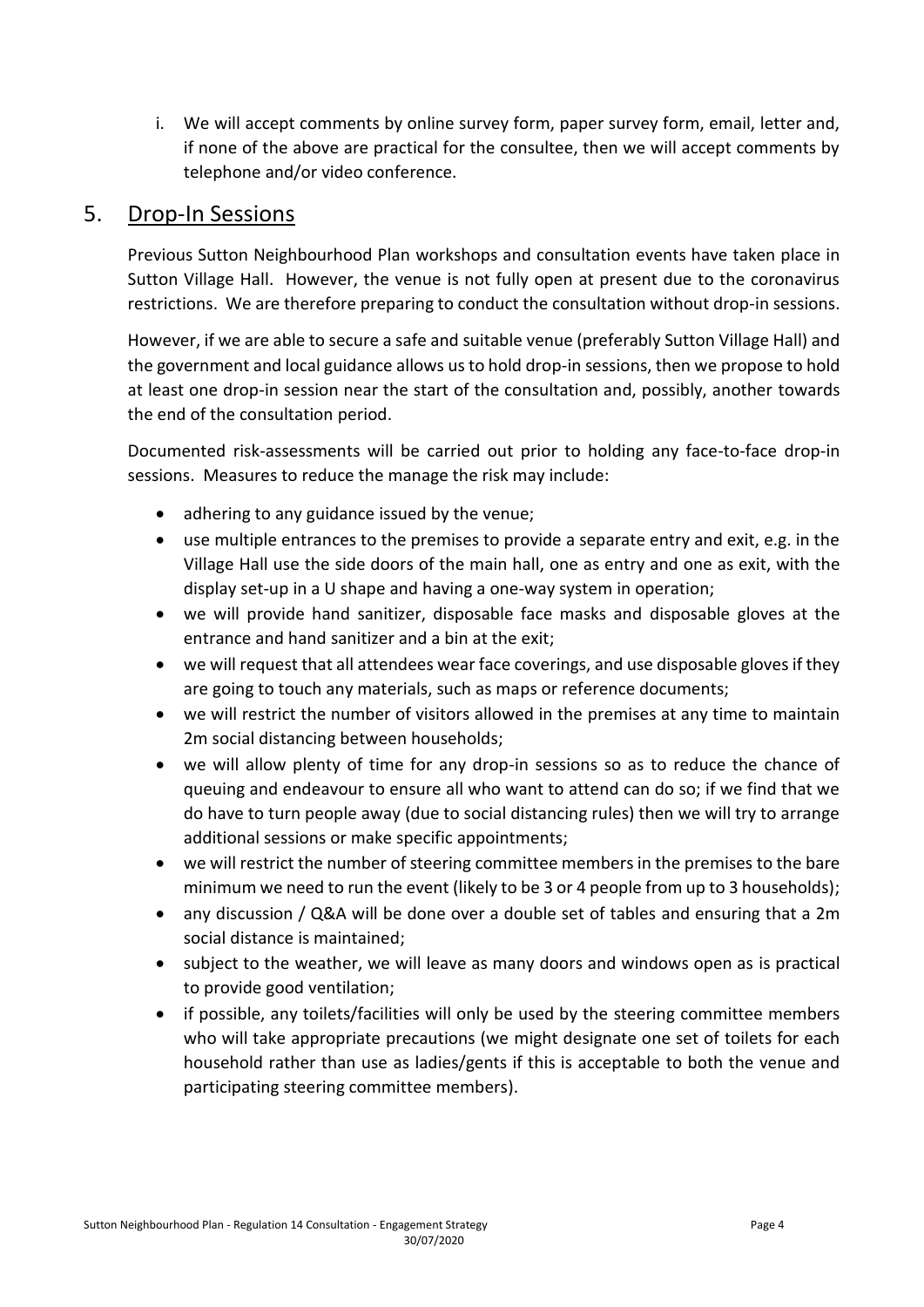i. We will accept comments by online survey form, paper survey form, email, letter and, if none of the above are practical for the consultee, then we will accept comments by telephone and/or video conference.

## 5. Drop-In Sessions

Previous Sutton Neighbourhood Plan workshops and consultation events have taken place in Sutton Village Hall. However, the venue is not fully open at present due to the coronavirus restrictions. We are therefore preparing to conduct the consultation without drop-in sessions.

However, if we are able to secure a safe and suitable venue (preferably Sutton Village Hall) and the government and local guidance allows us to hold drop-in sessions, then we propose to hold at least one drop-in session near the start of the consultation and, possibly, another towards the end of the consultation period.

Documented risk-assessments will be carried out prior to holding any face-to-face drop-in sessions. Measures to reduce the manage the risk may include:

- adhering to any guidance issued by the venue;
- use multiple entrances to the premises to provide a separate entry and exit, e.g. in the Village Hall use the side doors of the main hall, one as entry and one as exit, with the display set-up in a U shape and having a one-way system in operation;
- we will provide hand sanitizer, disposable face masks and disposable gloves at the entrance and hand sanitizer and a bin at the exit;
- we will request that all attendees wear face coverings, and use disposable gloves if they are going to touch any materials, such as maps or reference documents;
- we will restrict the number of visitors allowed in the premises at any time to maintain 2m social distancing between households;
- we will allow plenty of time for any drop-in sessions so as to reduce the chance of queuing and endeavour to ensure all who want to attend can do so; if we find that we do have to turn people away (due to social distancing rules) then we will try to arrange additional sessions or make specific appointments;
- we will restrict the number of steering committee members in the premises to the bare minimum we need to run the event (likely to be 3 or 4 people from up to 3 households);
- any discussion / Q&A will be done over a double set of tables and ensuring that a 2m social distance is maintained;
- subject to the weather, we will leave as many doors and windows open as is practical to provide good ventilation;
- if possible, any toilets/facilities will only be used by the steering committee members who will take appropriate precautions (we might designate one set of toilets for each household rather than use as ladies/gents if this is acceptable to both the venue and participating steering committee members).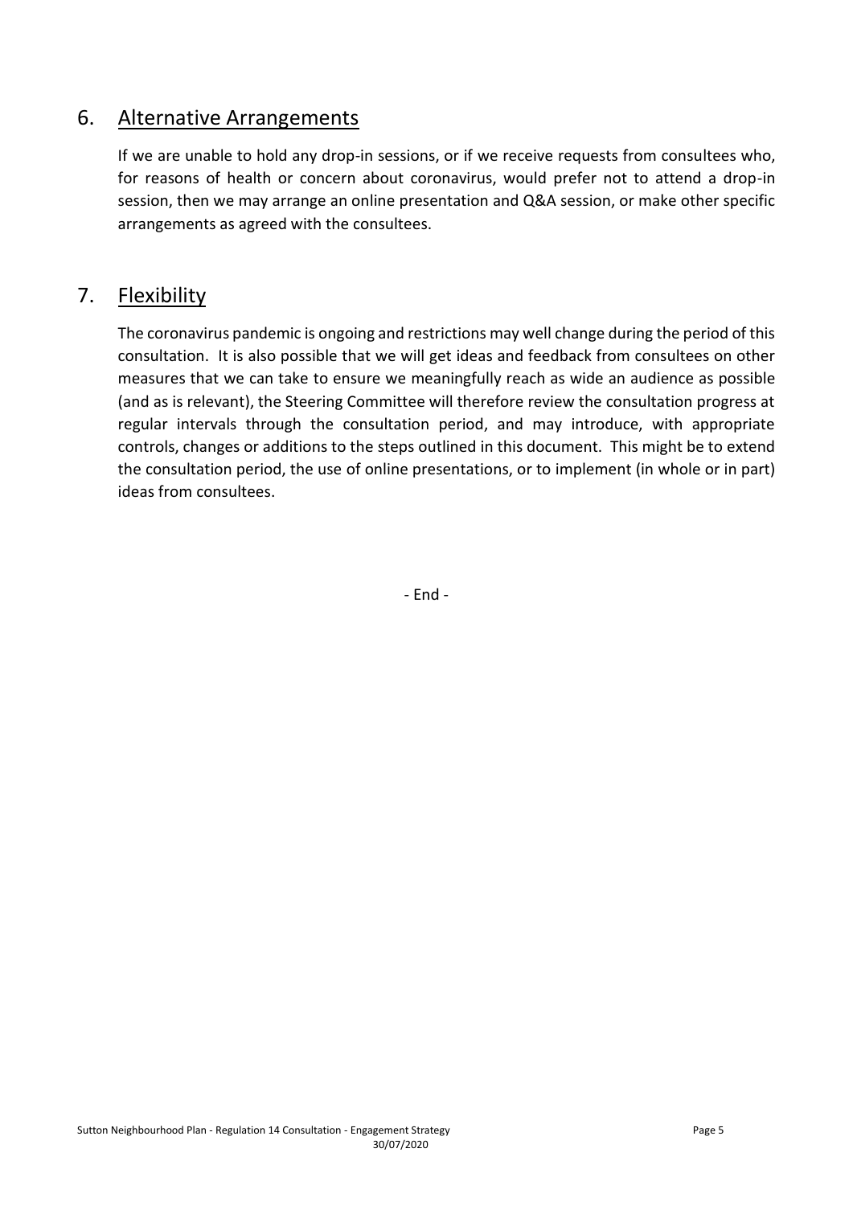## 6. Alternative Arrangements

If we are unable to hold any drop-in sessions, or if we receive requests from consultees who, for reasons of health or concern about coronavirus, would prefer not to attend a drop-in session, then we may arrange an online presentation and Q&A session, or make other specific arrangements as agreed with the consultees.

## 7. Flexibility

The coronavirus pandemic is ongoing and restrictions may well change during the period of this consultation. It is also possible that we will get ideas and feedback from consultees on other measures that we can take to ensure we meaningfully reach as wide an audience as possible (and as is relevant), the Steering Committee will therefore review the consultation progress at regular intervals through the consultation period, and may introduce, with appropriate controls, changes or additions to the steps outlined in this document. This might be to extend the consultation period, the use of online presentations, or to implement (in whole or in part) ideas from consultees.

- End -